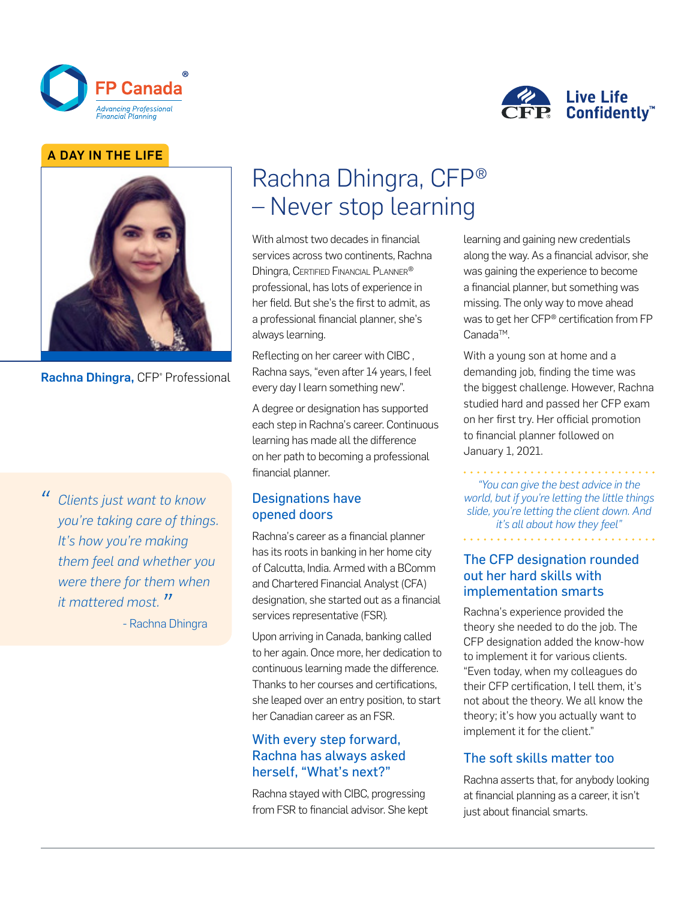A DAY IN THE LIFE

**Rachna Dhingra,** CFP® Professional

> *"Clients just want to know you're taking care of things. It's how you're making them feel and whether you were there for them when it mattered most."*
>
> \- Rachna Dhingra

# Rachna Dhingra, CFP® – Never stop learning

With almost two decades in financial services across two continents, Rachna Dhingra, Certified Financial Planner® professional, has lots of experience in her field. But she's the first to admit, as a professional financial planner, she's always learning.

Reflecting on her career with CIBC , Rachna says, "even after 14 years, I feel every day I learn something new".

A degree or designation has supported each step in Rachna's career. Continuous learning has made all the difference on her path to becoming a professional financial planner.

## Designations have opened doors

Rachna's career as a financial planner has its roots in banking in her home city of Calcutta, India. Armed with a BComm and Chartered Financial Analyst (CFA) designation, she started out as a financial services representative (FSR).

Upon arriving in Canada, banking called to her again. Once more, her dedication to continuous learning made the difference. Thanks to her courses and certifications, she leaped over an entry position, to start her Canadian career as an FSR.

## With every step forward, Rachna has always asked herself, "What's next?"

Rachna stayed with CIBC, progressing from FSR to financial advisor. She kept learning and gaining new credentials along the way. As a financial advisor, she was gaining the experience to become a financial planner, but something was missing. The only way to move ahead was to get her CFP® certification from FP Canada™.

With a young son at home and a demanding job, finding the time was the biggest challenge. However, Rachna studied hard and passed her CFP exam on her first try. Her official promotion to financial planner followed on January 1, 2021.

> *"You can give the best advice in the world, but if you're letting the little things slide, you're letting the client down. And it's all about how they feel"*

## The CFP designation rounded out her hard skills with implementation smarts

Rachna's experience provided the theory she needed to do the job. The CFP designation added the know-how to implement it for various clients. "Even today, when my colleagues do their CFP certification, I tell them, it's not about the theory. We all know the theory; it's how you actually want to implement it for the client."

## The soft skills matter too

Rachna asserts that, for anybody looking at financial planning as a career, it isn't just about financial smarts.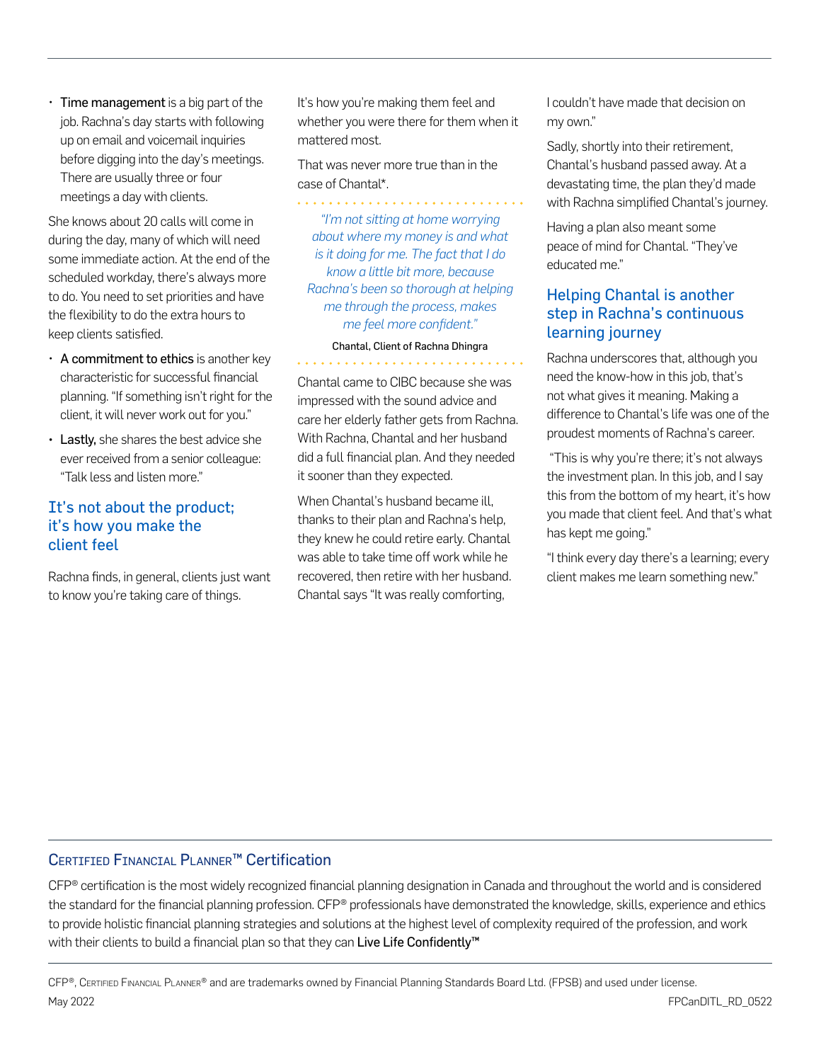- **Time management** is a big part of the job. Rachna's day starts with following up on email and voicemail inquiries before digging into the day's meetings. There are usually three or four meetings a day with clients.

She knows about 20 calls will come in during the day, many of which will need some immediate action. At the end of the scheduled workday, there's always more to do. You need to set priorities and have the flexibility to do the extra hours to keep clients satisfied.

- **A commitment to ethics** is another key characteristic for successful financial planning. "If something isn't right for the client, it will never work out for you."
- **Lastly,** she shares the best advice she ever received from a senior colleague: "Talk less and listen more."

## It's not about the product; it's how you make the client feel

Rachna finds, in general, clients just want to know you're taking care of things. It's how you're making them feel and whether you were there for them when it mattered most.

That was never more true than in the case of Chantal*.

> *"I'm not sitting at home worrying about where my money is and what is it doing for me. The fact that I do know a little bit more, because Rachna's been so thorough at helping me through the process, makes me feel more confident."*
>
> Chantal, Client of Rachna Dhingra

Chantal came to CIBC because she was impressed with the sound advice and care her elderly father gets from Rachna. With Rachna, Chantal and her husband did a full financial plan. And they needed it sooner than they expected.

When Chantal's husband became ill, thanks to their plan and Rachna's help, they knew he could retire early. Chantal was able to take time off work while he recovered, then retire with her husband. Chantal says "It was really comforting, I couldn't have made that decision on my own."

Sadly, shortly into their retirement, Chantal's husband passed away. At a devastating time, the plan they'd made with Rachna simplified Chantal's journey.

Having a plan also meant some peace of mind for Chantal. "They've educated me."

## Helping Chantal is another step in Rachna's continuous learning journey

Rachna underscores that, although you need the know-how in this job, that's not what gives it meaning. Making a difference to Chantal's life was one of the proudest moments of Rachna's career.

"This is why you're there; it's not always the investment plan. In this job, and I say this from the bottom of my heart, it's how you made that client feel. And that's what has kept me going."

"I think every day there's a learning; every client makes me learn something new."

## Certified Financial Planner™ Certification

CFP® certification is the most widely recognized financial planning designation in Canada and throughout the world and is considered the standard for the financial planning profession. CFP® professionals have demonstrated the knowledge, skills, experience and ethics to provide holistic financial planning strategies and solutions at the highest level of complexity required of the profession, and work with their clients to build a financial plan so that they can **Live Life Confidently™**

CFP®, Certified Financial Planner® and are trademarks owned by Financial Planning Standards Board Ltd. (FPSB) and used under license.

May 2022

FPCanDITL_RD_0522